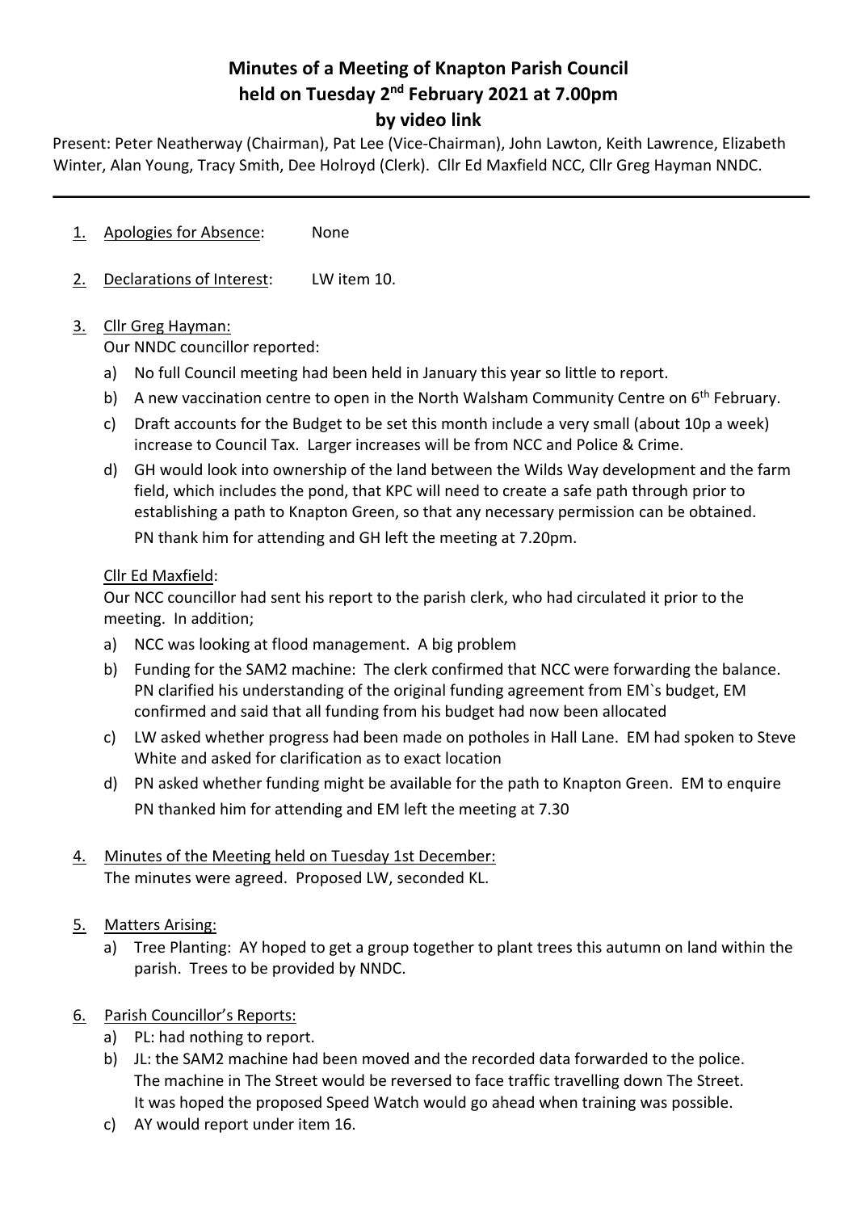# Minutes of a Meeting of Knapton Parish Council held on Tuesday 2nd February 2021 at 7.00pm by video link

Present: Peter Neatherway (Chairman), Pat Lee (Vice-Chairman), John Lawton, Keith Lawrence, Elizabeth Winter, Alan Young, Tracy Smith, Dee Holroyd (Clerk). Cllr Ed Maxfield NCC, Cllr Greg Hayman NNDC.

---

1. Apologies for Absence: None

2. Declarations of Interest: LW item 10.

3. Cllr Greg Hayman:

   Our NNDC councillor reported:

   a) No full Council meeting had been held in January this year so little to report.
   b) A new vaccination centre to open in the North Walsham Community Centre on 6th February.
   c) Draft accounts for the Budget to be set this month include a very small (about 10p a week) increase to Council Tax. Larger increases will be from NCC and Police & Crime.
   d) GH would look into ownership of the land between the Wilds Way development and the farm field, which includes the pond, that KPC will need to create a safe path through prior to establishing a path to Knapton Green, so that any necessary permission can be obtained.

   PN thank him for attending and GH left the meeting at 7.20pm.

   Cllr Ed Maxfield:

   Our NCC councillor had sent his report to the parish clerk, who had circulated it prior to the meeting. In addition;

   a) NCC was looking at flood management. A big problem
   b) Funding for the SAM2 machine: The clerk confirmed that NCC were forwarding the balance. PN clarified his understanding of the original funding agreement from EM`s budget, EM confirmed and said that all funding from his budget had now been allocated
   c) LW asked whether progress had been made on potholes in Hall Lane. EM had spoken to Steve White and asked for clarification as to exact location
   d) PN asked whether funding might be available for the path to Knapton Green. EM to enquire

   PN thanked him for attending and EM left the meeting at 7.30

4. Minutes of the Meeting held on Tuesday 1st December:

   The minutes were agreed. Proposed LW, seconded KL.

5. Matters Arising:

   a) Tree Planting: AY hoped to get a group together to plant trees this autumn on land within the parish. Trees to be provided by NNDC.

6. Parish Councillor's Reports:

   a) PL: had nothing to report.
   b) JL: the SAM2 machine had been moved and the recorded data forwarded to the police. The machine in The Street would be reversed to face traffic travelling down The Street. It was hoped the proposed Speed Watch would go ahead when training was possible.
   c) AY would report under item 16.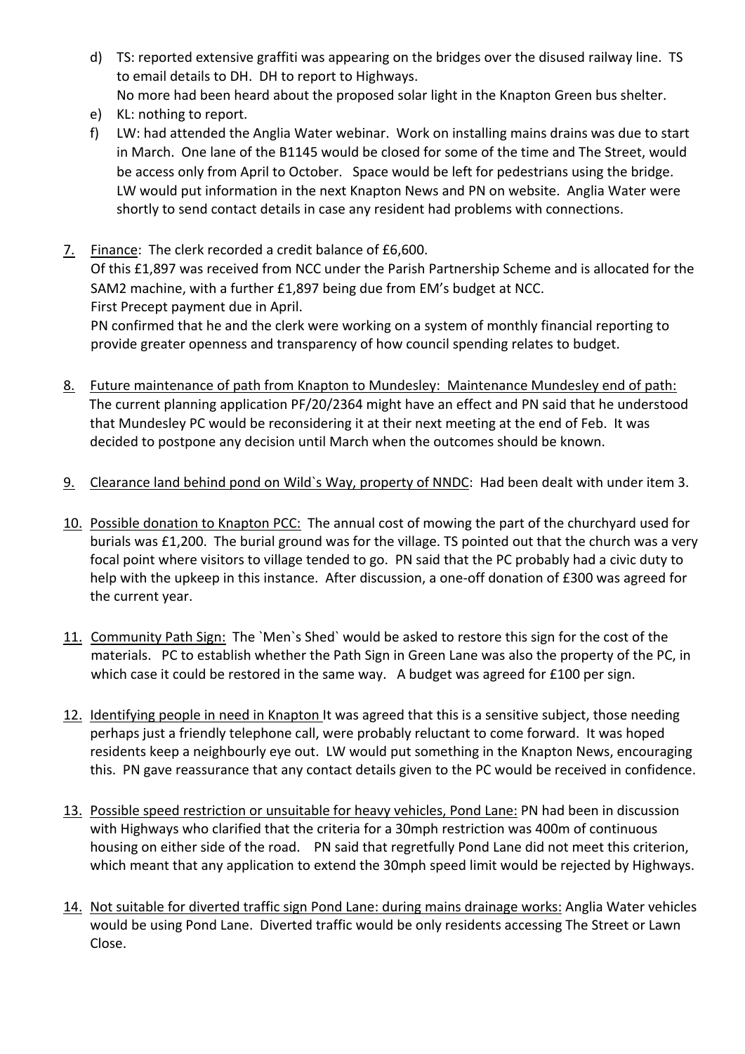d) TS: reported extensive graffiti was appearing on the bridges over the disused railway line. TS to email details to DH. DH to report to Highways.
   No more had been heard about the proposed solar light in the Knapton Green bus shelter.
e) KL: nothing to report.
f) LW: had attended the Anglia Water webinar. Work on installing mains drains was due to start in March. One lane of the B1145 would be closed for some of the time and The Street, would be access only from April to October. Space would be left for pedestrians using the bridge. LW would put information in the next Knapton News and PN on website. Anglia Water were shortly to send contact details in case any resident had problems with connections.

7. Finance: The clerk recorded a credit balance of £6,600.
   Of this £1,897 was received from NCC under the Parish Partnership Scheme and is allocated for the SAM2 machine, with a further £1,897 being due from EM's budget at NCC.
   First Precept payment due in April.
   PN confirmed that he and the clerk were working on a system of monthly financial reporting to provide greater openness and transparency of how council spending relates to budget.

8. Future maintenance of path from Knapton to Mundesley: Maintenance Mundesley end of path: The current planning application PF/20/2364 might have an effect and PN said that he understood that Mundesley PC would be reconsidering it at their next meeting at the end of Feb. It was decided to postpone any decision until March when the outcomes should be known.

9. Clearance land behind pond on Wild`s Way, property of NNDC: Had been dealt with under item 3.

10. Possible donation to Knapton PCC: The annual cost of mowing the part of the churchyard used for burials was £1,200. The burial ground was for the village. TS pointed out that the church was a very focal point where visitors to village tended to go. PN said that the PC probably had a civic duty to help with the upkeep in this instance. After discussion, a one-off donation of £300 was agreed for the current year.

11. Community Path Sign: The `Men`s Shed` would be asked to restore this sign for the cost of the materials. PC to establish whether the Path Sign in Green Lane was also the property of the PC, in which case it could be restored in the same way. A budget was agreed for £100 per sign.

12. Identifying people in need in Knapton It was agreed that this is a sensitive subject, those needing perhaps just a friendly telephone call, were probably reluctant to come forward. It was hoped residents keep a neighbourly eye out. LW would put something in the Knapton News, encouraging this. PN gave reassurance that any contact details given to the PC would be received in confidence.

13. Possible speed restriction or unsuitable for heavy vehicles, Pond Lane: PN had been in discussion with Highways who clarified that the criteria for a 30mph restriction was 400m of continuous housing on either side of the road. PN said that regretfully Pond Lane did not meet this criterion, which meant that any application to extend the 30mph speed limit would be rejected by Highways.

14. Not suitable for diverted traffic sign Pond Lane: during mains drainage works: Anglia Water vehicles would be using Pond Lane. Diverted traffic would be only residents accessing The Street or Lawn Close.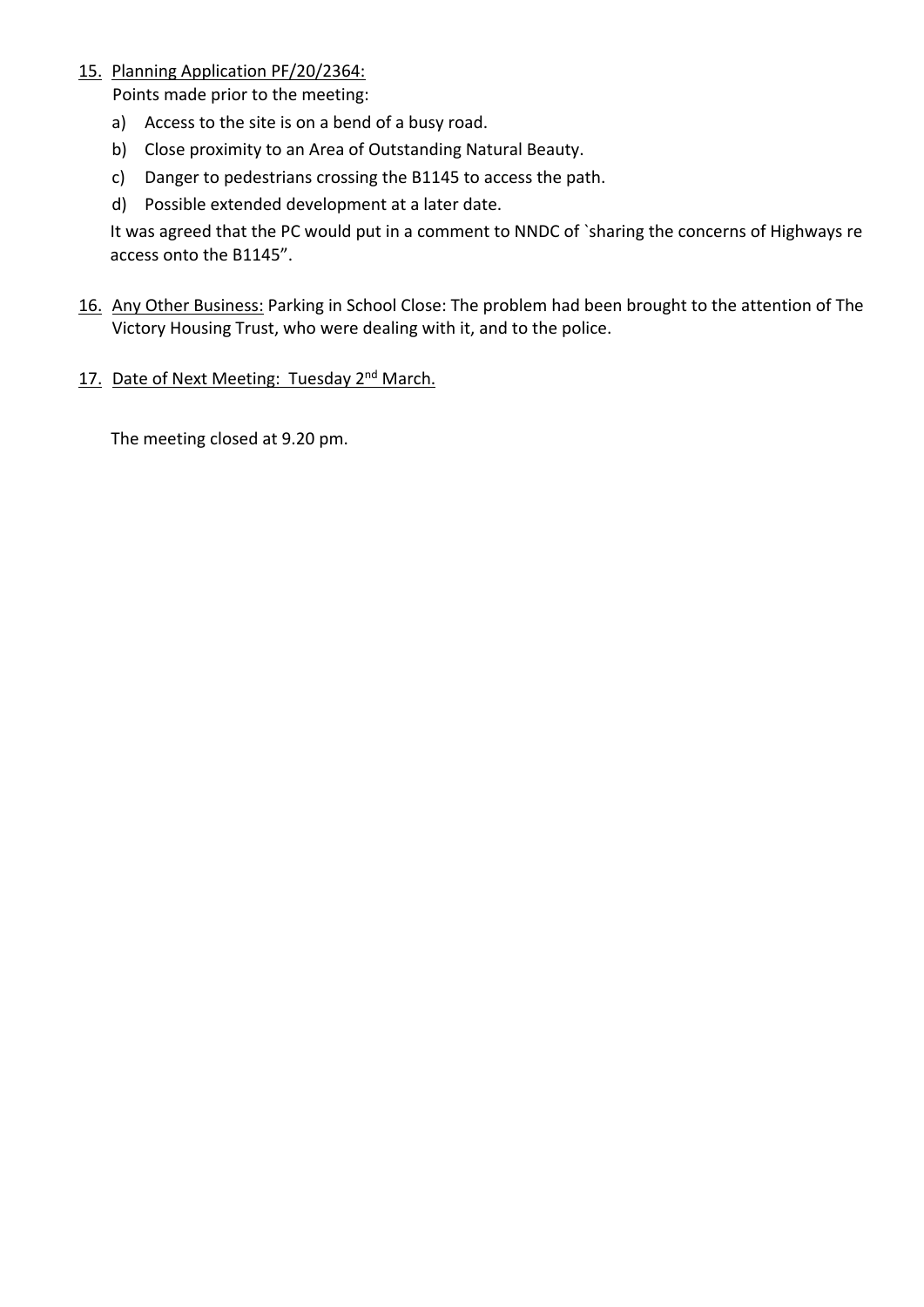15. Planning Application PF/20/2364:

 Points made prior to the meeting:

 a) Access to the site is on a bend of a busy road.
 b) Close proximity to an Area of Outstanding Natural Beauty.
 c) Danger to pedestrians crossing the B1145 to access the path.
 d) Possible extended development at a later date.

 It was agreed that the PC would put in a comment to NNDC of `sharing the concerns of Highways re access onto the B1145".

16. Any Other Business: Parking in School Close: The problem had been brought to the attention of The Victory Housing Trust, who were dealing with it, and to the police.

17. Date of Next Meeting: Tuesday 2nd March.

The meeting closed at 9.20 pm.